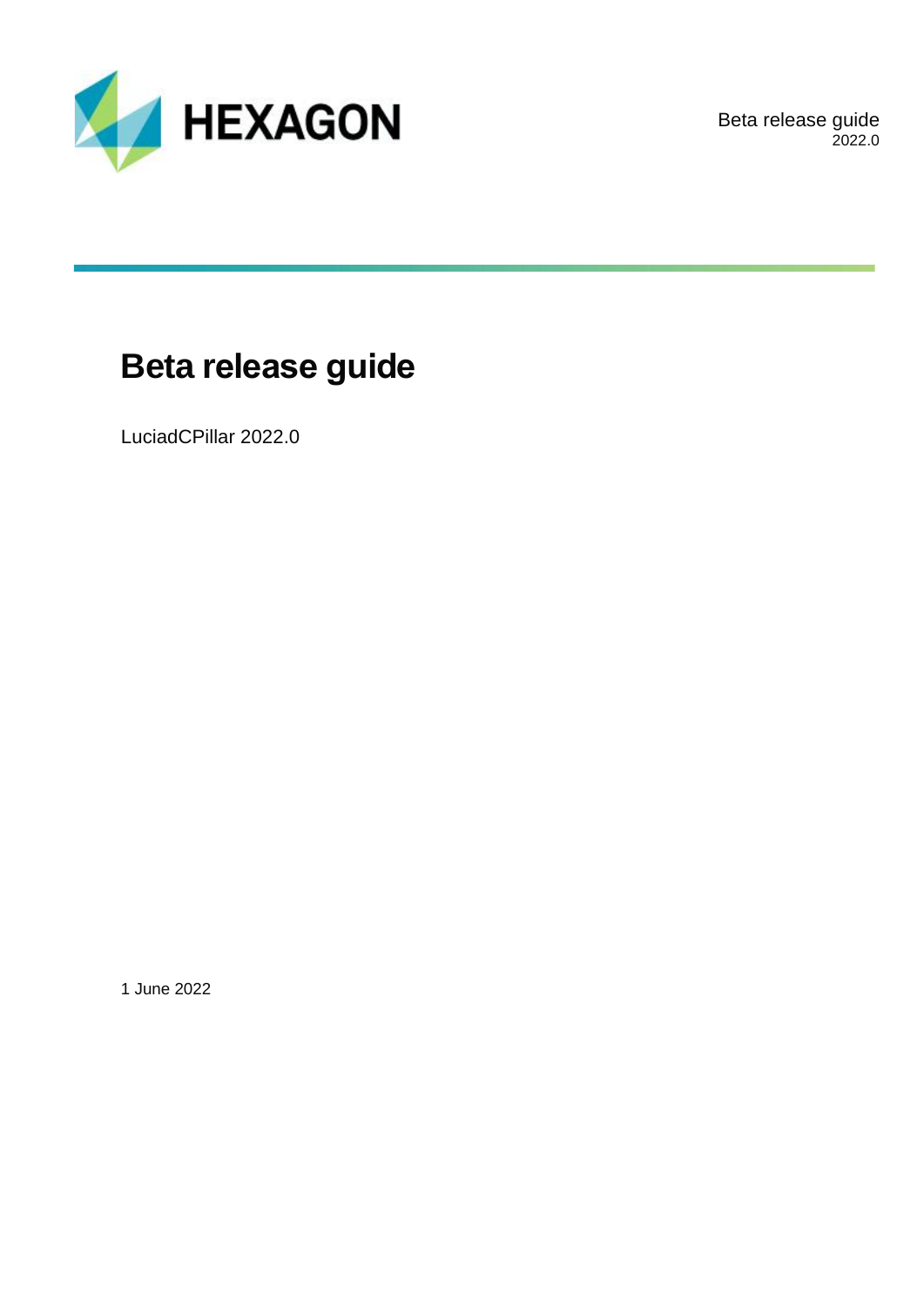# Beta release guide

LuciadCPillar 2022.0

1 June 2022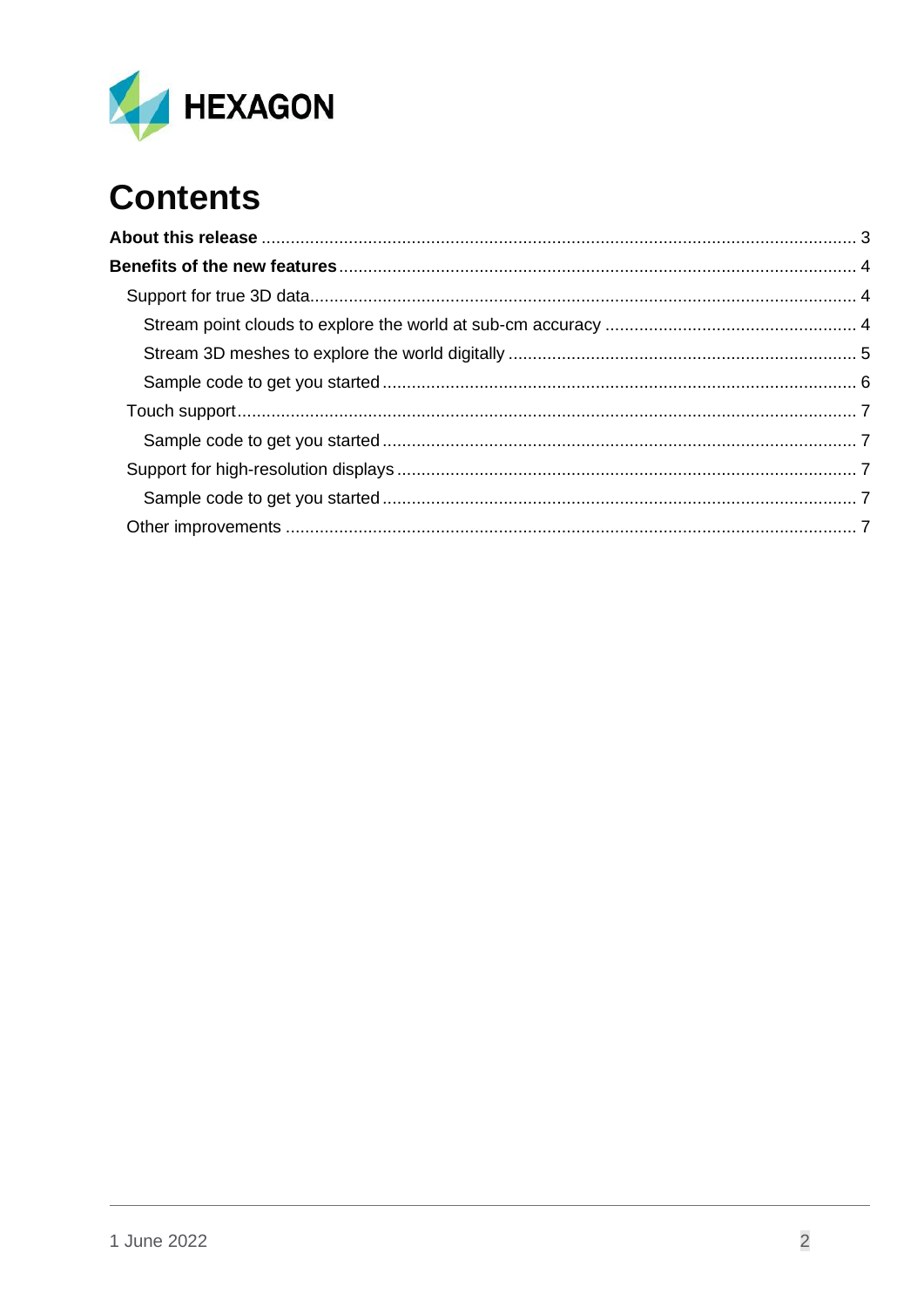# Contents

**About this release** ........................................................................................................... 3

**Benefits of the new features** ........................................................................................... 4

- Support for true 3D data ................................................................................................. 4
  - Stream point clouds to explore the world at sub-cm accuracy ..................................... 4
  - Stream 3D meshes to explore the world digitally ......................................................... 5
  - Sample code to get you started .................................................................................. 6
- Touch support ................................................................................................................ 7
  - Sample code to get you started .................................................................................. 7
- Support for high-resolution displays ............................................................................... 7
  - Sample code to get you started .................................................................................. 7
- Other improvements ...................................................................................................... 7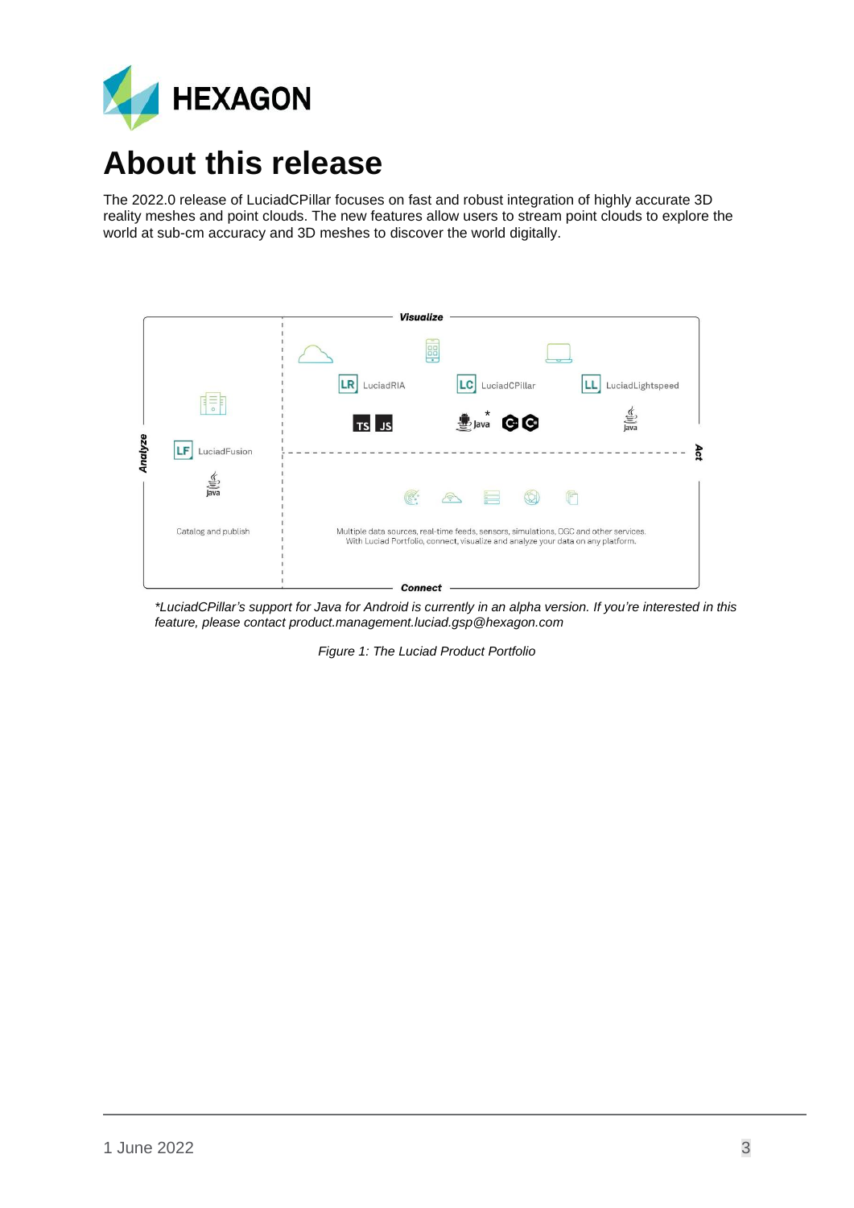# About this release

The 2022.0 release of LuciadCPillar focuses on fast and robust integration of highly accurate 3D reality meshes and point clouds. The new features allow users to stream point clouds to explore the world at sub-cm accuracy and 3D meshes to discover the world digitally.

*\*LuciadCPillar's support for Java for Android is currently in an alpha version. If you're interested in this feature, please contact product.management.luciad.gsp@hexagon.com*

*Figure 1: The Luciad Product Portfolio*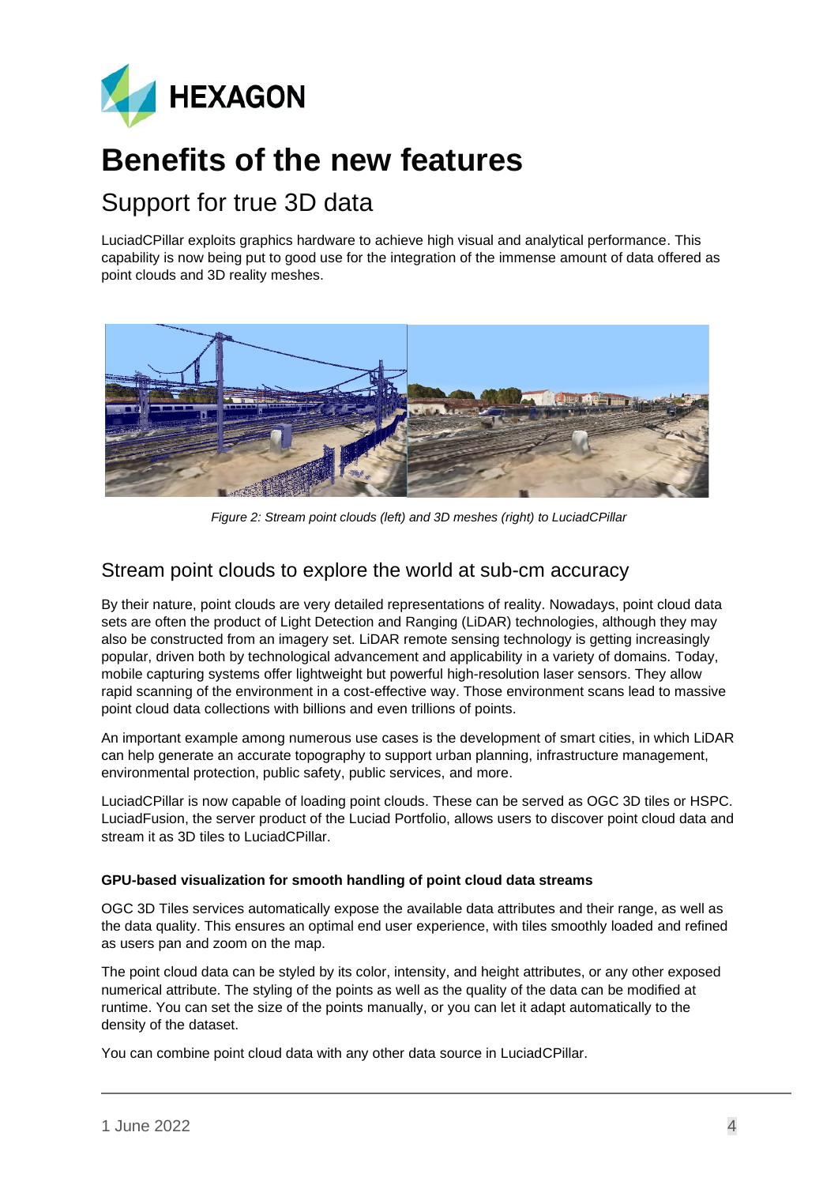# Benefits of the new features

## Support for true 3D data

LuciadCPillar exploits graphics hardware to achieve high visual and analytical performance. This capability is now being put to good use for the integration of the immense amount of data offered as point clouds and 3D reality meshes.

*Figure 2: Stream point clouds (left) and 3D meshes (right) to LuciadCPillar*

## Stream point clouds to explore the world at sub-cm accuracy

By their nature, point clouds are very detailed representations of reality. Nowadays, point cloud data sets are often the product of Light Detection and Ranging (LiDAR) technologies, although they may also be constructed from an imagery set. LiDAR remote sensing technology is getting increasingly popular, driven both by technological advancement and applicability in a variety of domains. Today, mobile capturing systems offer lightweight but powerful high-resolution laser sensors. They allow rapid scanning of the environment in a cost-effective way. Those environment scans lead to massive point cloud data collections with billions and even trillions of points.

An important example among numerous use cases is the development of smart cities, in which LiDAR can help generate an accurate topography to support urban planning, infrastructure management, environmental protection, public safety, public services, and more.

LuciadCPillar is now capable of loading point clouds. These can be served as OGC 3D tiles or HSPC. LuciadFusion, the server product of the Luciad Portfolio, allows users to discover point cloud data and stream it as 3D tiles to LuciadCPillar.

**GPU-based visualization for smooth handling of point cloud data streams**

OGC 3D Tiles services automatically expose the available data attributes and their range, as well as the data quality. This ensures an optimal end user experience, with tiles smoothly loaded and refined as users pan and zoom on the map.

The point cloud data can be styled by its color, intensity, and height attributes, or any other exposed numerical attribute. The styling of the points as well as the quality of the data can be modified at runtime. You can set the size of the points manually, or you can let it adapt automatically to the density of the dataset.

You can combine point cloud data with any other data source in LuciadCPillar.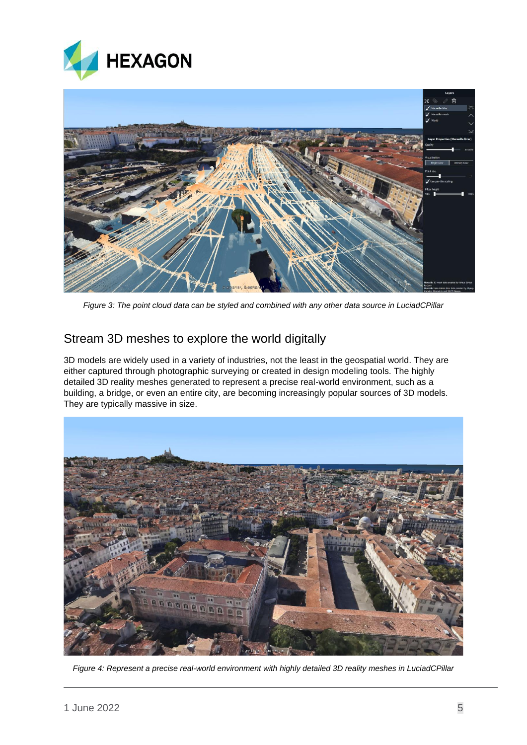*Figure 3: The point cloud data can be styled and combined with any other data source in LuciadCPillar*

## Stream 3D meshes to explore the world digitally

3D models are widely used in a variety of industries, not the least in the geospatial world. They are either captured through photographic surveying or created in design modeling tools. The highly detailed 3D reality meshes generated to represent a precise real-world environment, such as a building, a bridge, or even an entire city, are becoming increasingly popular sources of 3D models. They are typically massive in size.

*Figure 4: Represent a precise real-world environment with highly detailed 3D reality meshes in LuciadCPillar*

1 June 2022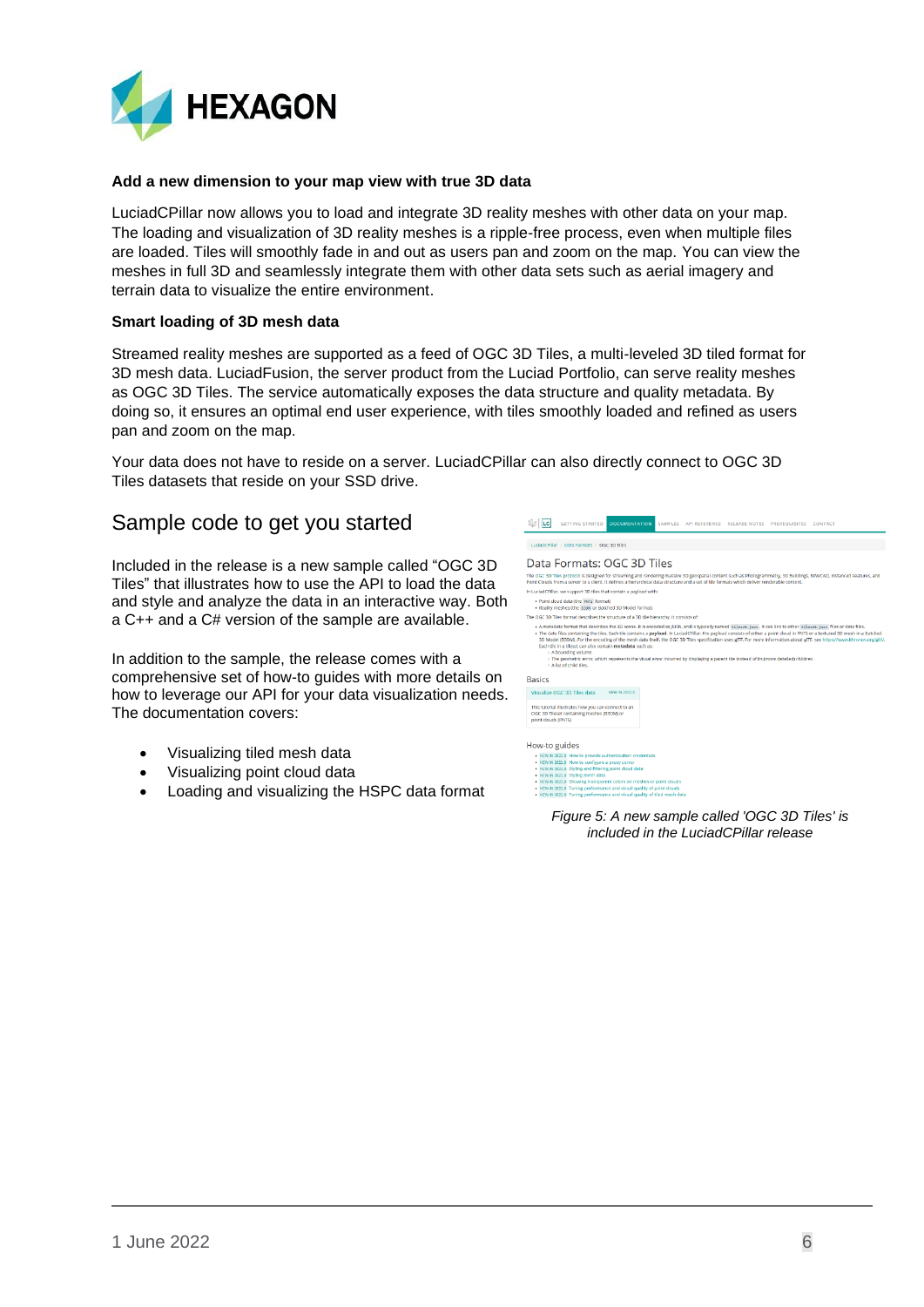**Add a new dimension to your map view with true 3D data**

LuciadCPillar now allows you to load and integrate 3D reality meshes with other data on your map. The loading and visualization of 3D reality meshes is a ripple-free process, even when multiple files are loaded. Tiles will smoothly fade in and out as users pan and zoom on the map. You can view the meshes in full 3D and seamlessly integrate them with other data sets such as aerial imagery and terrain data to visualize the entire environment.

**Smart loading of 3D mesh data**

Streamed reality meshes are supported as a feed of OGC 3D Tiles, a multi-leveled 3D tiled format for 3D mesh data. LuciadFusion, the server product from the Luciad Portfolio, can serve reality meshes as OGC 3D Tiles. The service automatically exposes the data structure and quality metadata. By doing so, it ensures an optimal end user experience, with tiles smoothly loaded and refined as users pan and zoom on the map.

Your data does not have to reside on a server. LuciadCPillar can also directly connect to OGC 3D Tiles datasets that reside on your SSD drive.

## Sample code to get you started

Included in the release is a new sample called "OGC 3D Tiles" that illustrates how to use the API to load the data and style and analyze the data in an interactive way. Both a C++ and a C# version of the sample are available.

In addition to the sample, the release comes with a comprehensive set of how-to guides with more details on how to leverage our API for your data visualization needs. The documentation covers:

- Visualizing tiled mesh data
- Visualizing point cloud data
- Loading and visualizing the HSPC data format

*Figure 5: A new sample called 'OGC 3D Tiles' is included in the LuciadCPillar release*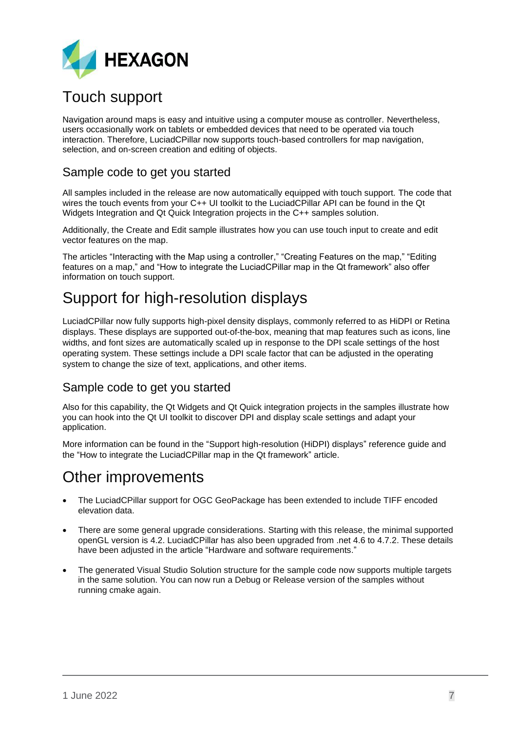# Touch support

Navigation around maps is easy and intuitive using a computer mouse as controller. Nevertheless, users occasionally work on tablets or embedded devices that need to be operated via touch interaction. Therefore, LuciadCPillar now supports touch-based controllers for map navigation, selection, and on-screen creation and editing of objects.

## Sample code to get you started

All samples included in the release are now automatically equipped with touch support. The code that wires the touch events from your C++ UI toolkit to the LuciadCPillar API can be found in the Qt Widgets Integration and Qt Quick Integration projects in the C++ samples solution.

Additionally, the Create and Edit sample illustrates how you can use touch input to create and edit vector features on the map.

The articles “Interacting with the Map using a controller,” “Creating Features on the map,” “Editing features on a map,” and “How to integrate the LuciadCPillar map in the Qt framework” also offer information on touch support.

# Support for high-resolution displays

LuciadCPillar now fully supports high-pixel density displays, commonly referred to as HiDPI or Retina displays. These displays are supported out-of-the-box, meaning that map features such as icons, line widths, and font sizes are automatically scaled up in response to the DPI scale settings of the host operating system. These settings include a DPI scale factor that can be adjusted in the operating system to change the size of text, applications, and other items.

## Sample code to get you started

Also for this capability, the Qt Widgets and Qt Quick integration projects in the samples illustrate how you can hook into the Qt UI toolkit to discover DPI and display scale settings and adapt your application.

More information can be found in the “Support high-resolution (HiDPI) displays” reference guide and the “How to integrate the LuciadCPillar map in the Qt framework” article.

# Other improvements

- The LuciadCPillar support for OGC GeoPackage has been extended to include TIFF encoded elevation data.
- There are some general upgrade considerations. Starting with this release, the minimal supported openGL version is 4.2. LuciadCPillar has also been upgraded from .net 4.6 to 4.7.2. These details have been adjusted in the article “Hardware and software requirements.”
- The generated Visual Studio Solution structure for the sample code now supports multiple targets in the same solution. You can now run a Debug or Release version of the samples without running cmake again.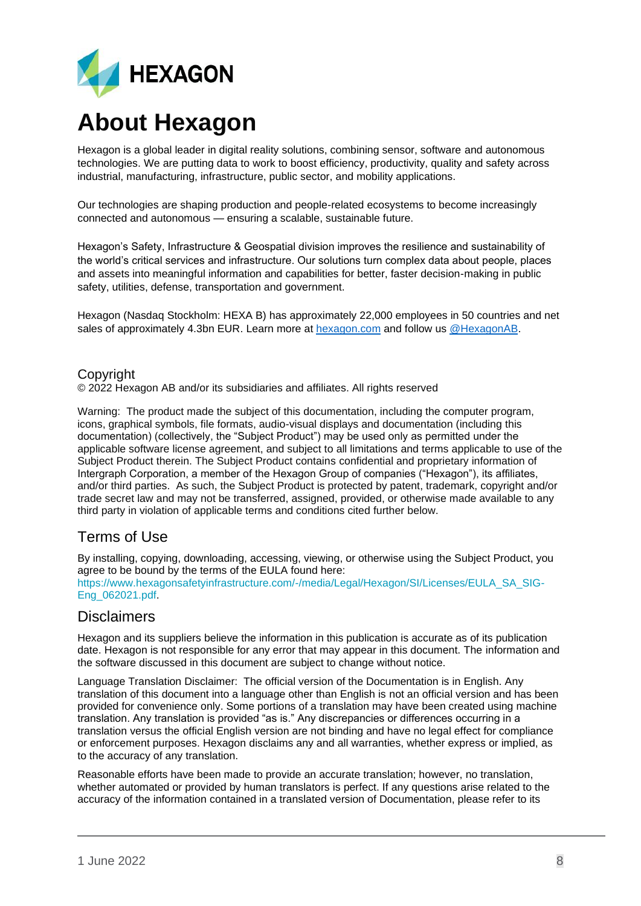# About Hexagon

Hexagon is a global leader in digital reality solutions, combining sensor, software and autonomous technologies. We are putting data to work to boost efficiency, productivity, quality and safety across industrial, manufacturing, infrastructure, public sector, and mobility applications.

Our technologies are shaping production and people-related ecosystems to become increasingly connected and autonomous — ensuring a scalable, sustainable future.

Hexagon's Safety, Infrastructure & Geospatial division improves the resilience and sustainability of the world's critical services and infrastructure. Our solutions turn complex data about people, places and assets into meaningful information and capabilities for better, faster decision-making in public safety, utilities, defense, transportation and government.

Hexagon (Nasdaq Stockholm: HEXA B) has approximately 22,000 employees in 50 countries and net sales of approximately 4.3bn EUR. Learn more at [hexagon.com](https://hexagon.com) and follow us [@HexagonAB](https://twitter.com/HexagonAB).

## Copyright

© 2022 Hexagon AB and/or its subsidiaries and affiliates. All rights reserved

Warning: The product made the subject of this documentation, including the computer program, icons, graphical symbols, file formats, audio-visual displays and documentation (including this documentation) (collectively, the "Subject Product") may be used only as permitted under the applicable software license agreement, and subject to all limitations and terms applicable to use of the Subject Product therein. The Subject Product contains confidential and proprietary information of Intergraph Corporation, a member of the Hexagon Group of companies ("Hexagon"), its affiliates, and/or third parties. As such, the Subject Product is protected by patent, trademark, copyright and/or trade secret law and may not be transferred, assigned, provided, or otherwise made available to any third party in violation of applicable terms and conditions cited further below.

## Terms of Use

By installing, copying, downloading, accessing, viewing, or otherwise using the Subject Product, you agree to be bound by the terms of the EULA found here: https://www.hexagonsafetyinfrastructure.com/-/media/Legal/Hexagon/SI/Licenses/EULA_SA_SIG-Eng_062021.pdf.

## Disclaimers

Hexagon and its suppliers believe the information in this publication is accurate as of its publication date. Hexagon is not responsible for any error that may appear in this document. The information and the software discussed in this document are subject to change without notice.

Language Translation Disclaimer: The official version of the Documentation is in English. Any translation of this document into a language other than English is not an official version and has been provided for convenience only. Some portions of a translation may have been created using machine translation. Any translation is provided "as is." Any discrepancies or differences occurring in a translation versus the official English version are not binding and have no legal effect for compliance or enforcement purposes. Hexagon disclaims any and all warranties, whether express or implied, as to the accuracy of any translation.

Reasonable efforts have been made to provide an accurate translation; however, no translation, whether automated or provided by human translators is perfect. If any questions arise related to the accuracy of the information contained in a translated version of Documentation, please refer to its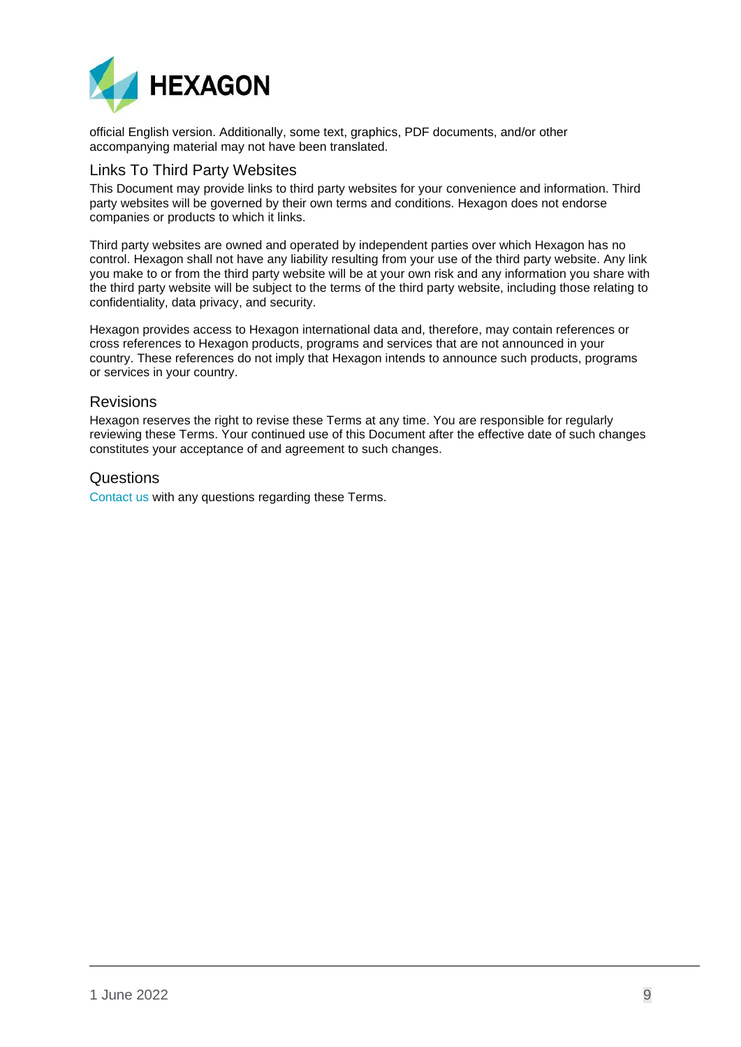official English version. Additionally, some text, graphics, PDF documents, and/or other accompanying material may not have been translated.

## Links To Third Party Websites

This Document may provide links to third party websites for your convenience and information. Third party websites will be governed by their own terms and conditions. Hexagon does not endorse companies or products to which it links.

Third party websites are owned and operated by independent parties over which Hexagon has no control. Hexagon shall not have any liability resulting from your use of the third party website. Any link you make to or from the third party website will be at your own risk and any information you share with the third party website will be subject to the terms of the third party website, including those relating to confidentiality, data privacy, and security.

Hexagon provides access to Hexagon international data and, therefore, may contain references or cross references to Hexagon products, programs and services that are not announced in your country. These references do not imply that Hexagon intends to announce such products, programs or services in your country.

## Revisions

Hexagon reserves the right to revise these Terms at any time. You are responsible for regularly reviewing these Terms. Your continued use of this Document after the effective date of such changes constitutes your acceptance of and agreement to such changes.

## Questions

Contact us with any questions regarding these Terms.